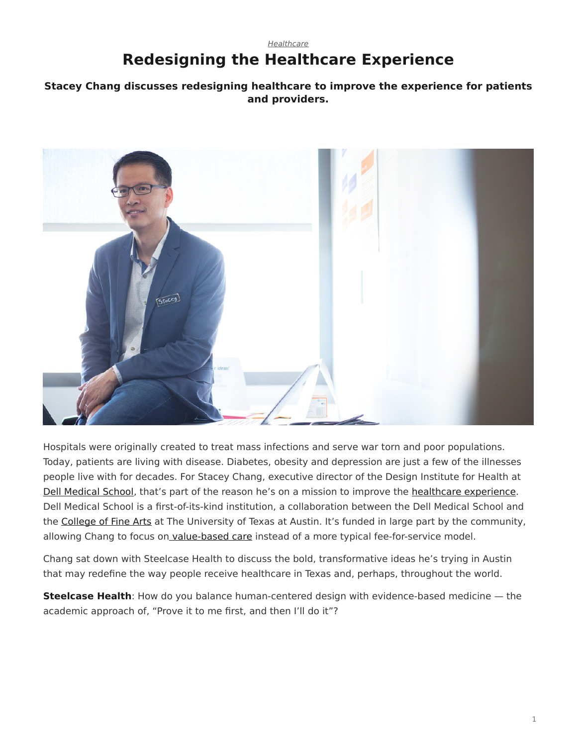*Healthcare*

# Redesigning the Healthcare Experience

**Stacey Chang discusses redesigning healthcare to improve the experience for patients and providers.**

Hospitals were originally created to treat mass infections and serve war torn and poor populations. Today, patients are living with disease. Diabetes, obesity and depression are just a few of the illnesses people live with for decades. For Stacey Chang, executive director of the Design Institute for Health at Dell Medical School, that's part of the reason he's on a mission to improve the healthcare experience. Dell Medical School is a first-of-its-kind institution, a collaboration between the Dell Medical School and the College of Fine Arts at The University of Texas at Austin. It's funded in large part by the community, allowing Chang to focus on value-based care instead of a more typical fee-for-service model.

Chang sat down with Steelcase Health to discuss the bold, transformative ideas he's trying in Austin that may redefine the way people receive healthcare in Texas and, perhaps, throughout the world.

**Steelcase Health**: How do you balance human-centered design with evidence-based medicine — the academic approach of, "Prove it to me first, and then I'll do it"?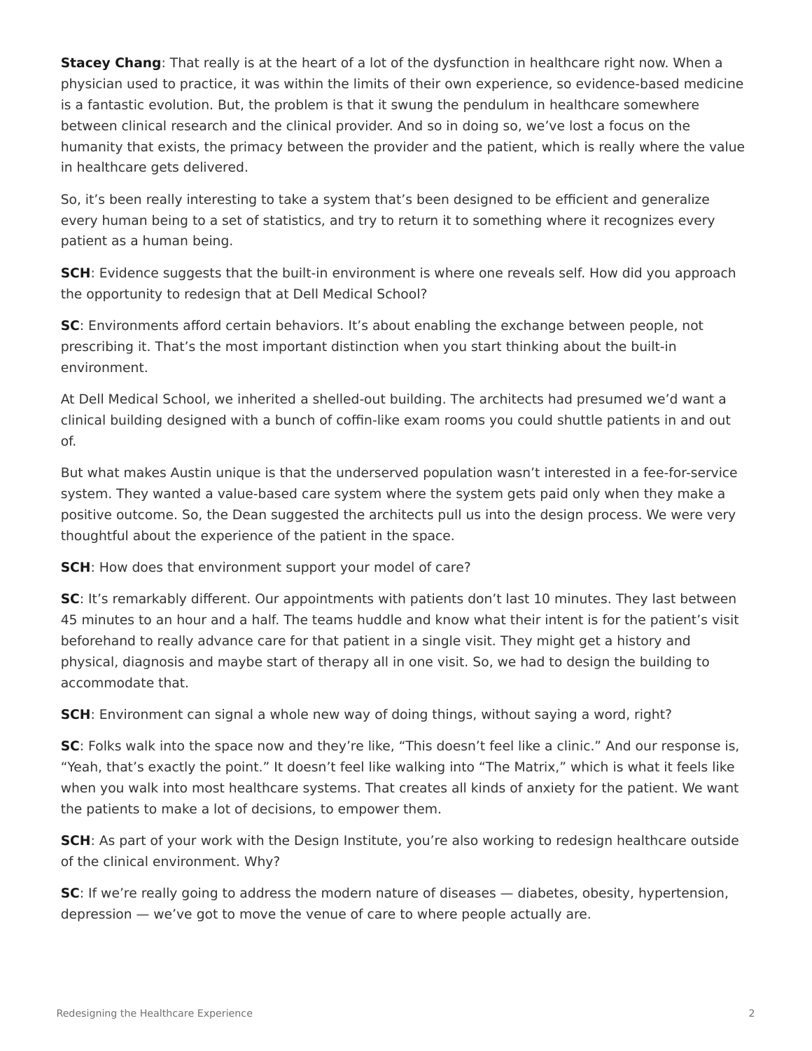**Stacey Chang**: That really is at the heart of a lot of the dysfunction in healthcare right now. When a physician used to practice, it was within the limits of their own experience, so evidence-based medicine is a fantastic evolution. But, the problem is that it swung the pendulum in healthcare somewhere between clinical research and the clinical provider. And so in doing so, we've lost a focus on the humanity that exists, the primacy between the provider and the patient, which is really where the value in healthcare gets delivered.

So, it's been really interesting to take a system that's been designed to be efficient and generalize every human being to a set of statistics, and try to return it to something where it recognizes every patient as a human being.

**SCH**: Evidence suggests that the built-in environment is where one reveals self. How did you approach the opportunity to redesign that at Dell Medical School?

**SC**: Environments afford certain behaviors. It's about enabling the exchange between people, not prescribing it. That's the most important distinction when you start thinking about the built-in environment.

At Dell Medical School, we inherited a shelled-out building. The architects had presumed we'd want a clinical building designed with a bunch of coffin-like exam rooms you could shuttle patients in and out of.

But what makes Austin unique is that the underserved population wasn't interested in a fee-for-service system. They wanted a value-based care system where the system gets paid only when they make a positive outcome. So, the Dean suggested the architects pull us into the design process. We were very thoughtful about the experience of the patient in the space.

**SCH**: How does that environment support your model of care?

**SC**: It's remarkably different. Our appointments with patients don't last 10 minutes. They last between 45 minutes to an hour and a half. The teams huddle and know what their intent is for the patient's visit beforehand to really advance care for that patient in a single visit. They might get a history and physical, diagnosis and maybe start of therapy all in one visit. So, we had to design the building to accommodate that.

**SCH**: Environment can signal a whole new way of doing things, without saying a word, right?

**SC**: Folks walk into the space now and they're like, "This doesn't feel like a clinic." And our response is, "Yeah, that's exactly the point." It doesn't feel like walking into "The Matrix," which is what it feels like when you walk into most healthcare systems. That creates all kinds of anxiety for the patient. We want the patients to make a lot of decisions, to empower them.

**SCH**: As part of your work with the Design Institute, you're also working to redesign healthcare outside of the clinical environment. Why?

**SC**: If we're really going to address the modern nature of diseases — diabetes, obesity, hypertension, depression — we've got to move the venue of care to where people actually are.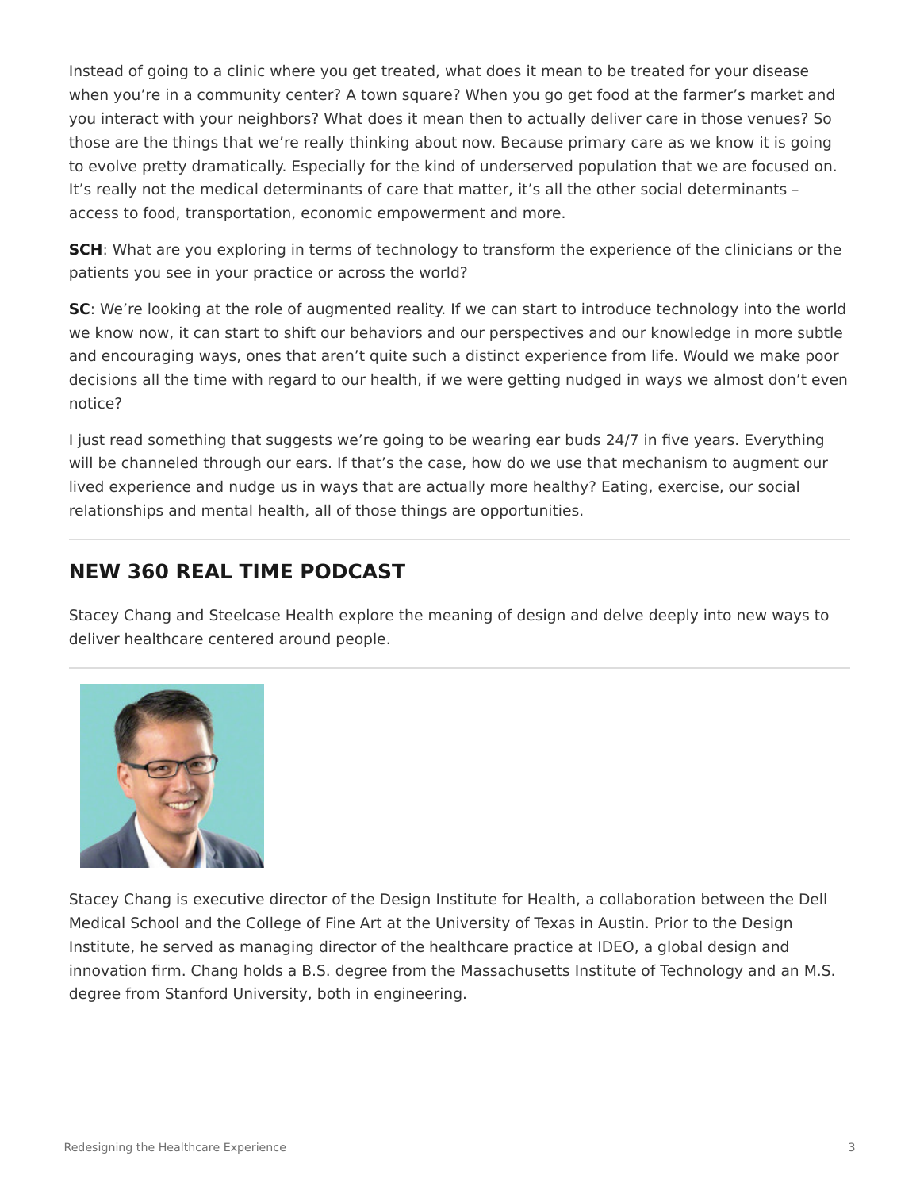Instead of going to a clinic where you get treated, what does it mean to be treated for your disease when you're in a community center? A town square? When you go get food at the farmer's market and you interact with your neighbors? What does it mean then to actually deliver care in those venues? So those are the things that we're really thinking about now. Because primary care as we know it is going to evolve pretty dramatically. Especially for the kind of underserved population that we are focused on. It's really not the medical determinants of care that matter, it's all the other social determinants – access to food, transportation, economic empowerment and more.

**SCH**: What are you exploring in terms of technology to transform the experience of the clinicians or the patients you see in your practice or across the world?

**SC**: We're looking at the role of augmented reality. If we can start to introduce technology into the world we know now, it can start to shift our behaviors and our perspectives and our knowledge in more subtle and encouraging ways, ones that aren't quite such a distinct experience from life. Would we make poor decisions all the time with regard to our health, if we were getting nudged in ways we almost don't even notice?

I just read something that suggests we're going to be wearing ear buds 24/7 in five years. Everything will be channeled through our ears. If that's the case, how do we use that mechanism to augment our lived experience and nudge us in ways that are actually more healthy? Eating, exercise, our social relationships and mental health, all of those things are opportunities.

## NEW 360 REAL TIME PODCAST

Stacey Chang and Steelcase Health explore the meaning of design and delve deeply into new ways to deliver healthcare centered around people.

Stacey Chang is executive director of the Design Institute for Health, a collaboration between the Dell Medical School and the College of Fine Art at the University of Texas in Austin. Prior to the Design Institute, he served as managing director of the healthcare practice at IDEO, a global design and innovation firm. Chang holds a B.S. degree from the Massachusetts Institute of Technology and an M.S. degree from Stanford University, both in engineering.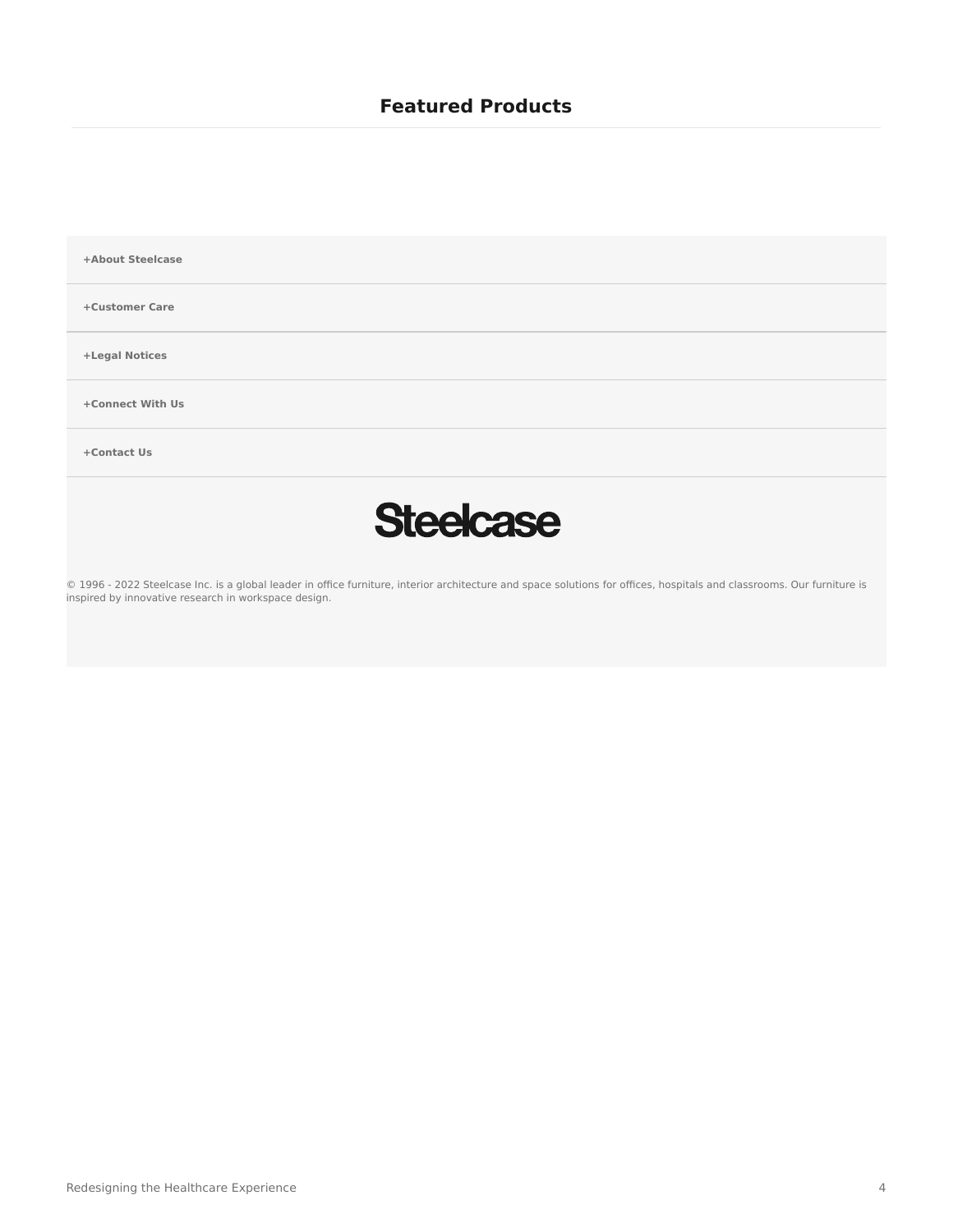## Featured Products

**+About Steelcase**

**+Customer Care**

**+Legal Notices**

**+Connect With Us**

**+Contact Us**

Steelcase

© 1996 - 2022 Steelcase Inc. is a global leader in office furniture, interior architecture and space solutions for offices, hospitals and classrooms. Our furniture is inspired by innovative research in workspace design.